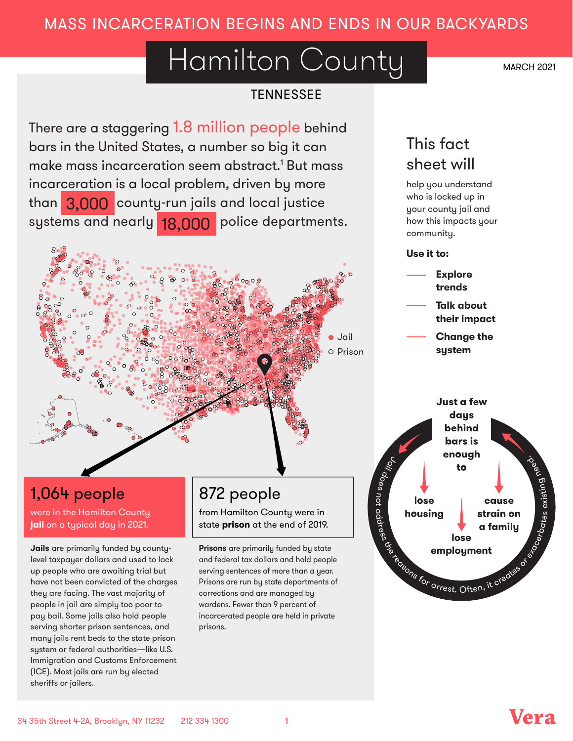MASS INCARCERATION BEGINS AND ENDS IN OUR BACKYARDS

# Hamilton County

TENNESSEE

MARCH 2021

There are a staggering 1.8 million people behind bars in the United States, a number so big it can make mass incarceration seem abstract.[1] But mass incarceration is a local problem, driven by more than 3,000 county-run jails and local justice systems and nearly 18,000 police departments.

● Jail
○ Prison

## 1,064 people

were in the Hamilton County **jail** on a typical day in 2021.

**Jails** are primarily funded by county-level taxpayer dollars and used to lock up people who are awaiting trial but have not been convicted of the charges they are facing. The vast majority of people in jail are simply too poor to pay bail. Some jails also hold people serving shorter prison sentences, and many jails rent beds to the state prison system or federal authorities—like U.S. Immigration and Customs Enforcement (ICE). Most jails are run by elected sheriffs or jailers.

## 872 people

from Hamilton County were in state **prison** at the end of 2019.

**Prisons** are primarily funded by state and federal tax dollars and hold people serving sentences of more than a year. Prisons are run by state departments of corrections and are managed by wardens. Fewer than 9 percent of incarcerated people are held in private prisons.

## This fact sheet will

help you understand who is locked up in your county jail and how this impacts your community.

**Use it to:**

- **Explore trends**
- **Talk about their impact**
- **Change the system**

**Just a few days behind bars is enough to**

- **lose housing**
- **lose employment**
- **cause strain on a family**

Jail does not address the reasons for arrest. Often, it creates or exacerbates existing need.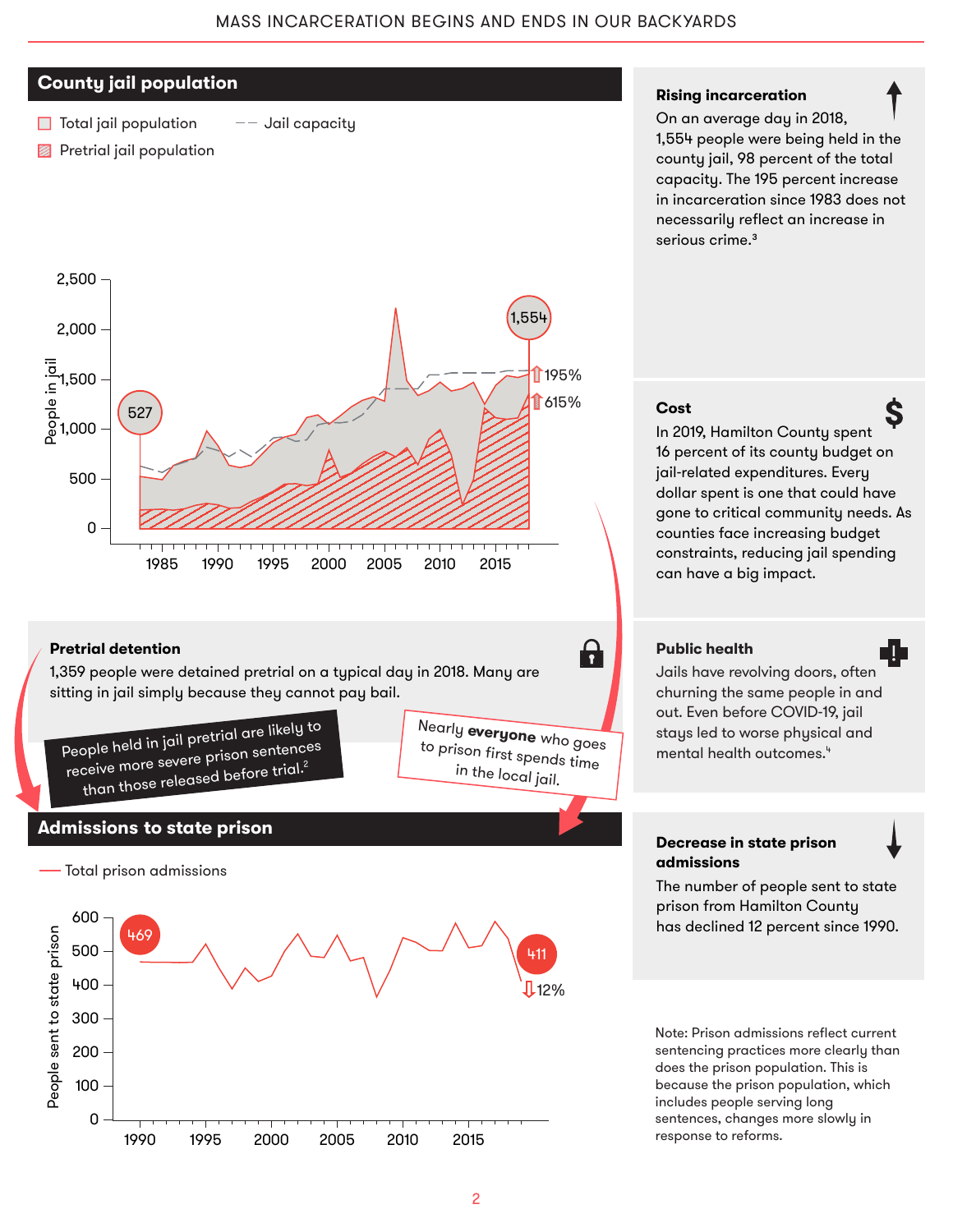## County jail population

Total jail population — Jail capacity

Pretrial jail population

People in jail

2,500
2,000
1,500
1,000
500
0

1985 1990 1995 2000 2005 2010 2015

527

1,554

195%

615%

### Rising incarceration

On an average day in 2018, 1,554 people were being held in the county jail, 98 percent of the total capacity. The 195 percent increase in incarceration since 1983 does not necessarily reflect an increase in serious crime.[3]

### Cost

In 2019, Hamilton County spent 16 percent of its county budget on jail-related expenditures. Every dollar spent is one that could have gone to critical community needs. As counties face increasing budget constraints, reducing jail spending can have a big impact.

### Pretrial detention

1,359 people were detained pretrial on a typical day in 2018. Many are sitting in jail simply because they cannot pay bail.

People held in jail pretrial are likely to receive more severe prison sentences than those released before trial.[2]

Nearly **everyone** who goes to prison first spends time in the local jail.

### Public health

Jails have revolving doors, often churning the same people in and out. Even before COVID-19, jail stays led to worse physical and mental health outcomes.[4]

## Admissions to state prison

— Total prison admissions

People sent to state prison

600
500
400
300
200
100
0

1990 1995 2000 2005 2010 2015

469

411

12%

### Decrease in state prison admissions

The number of people sent to state prison from Hamilton County has declined 12 percent since 1990.

Note: Prison admissions reflect current sentencing practices more clearly than does the prison population. This is because the prison population, which includes people serving long sentences, changes more slowly in response to reforms.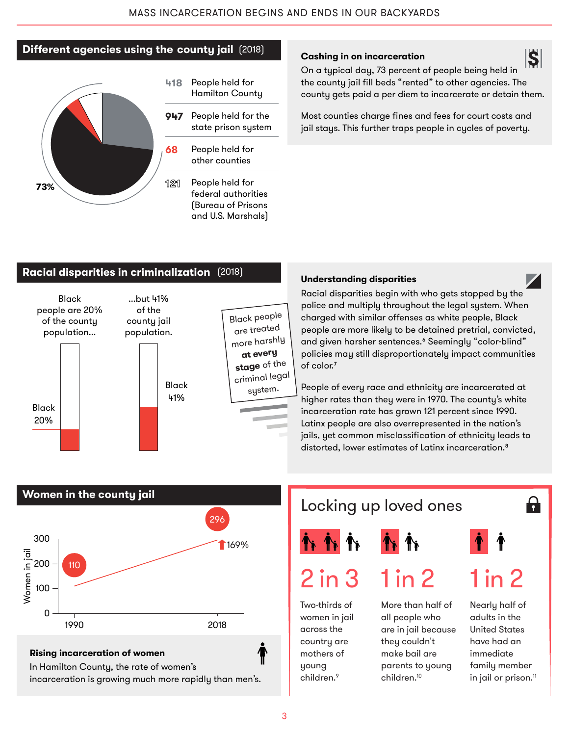## Different agencies using the county jail (2018)

73%

- **418** People held for Hamilton County
- **947** People held for the state prison system
- **68** People held for other counties
- **121** People held for federal authorities (Bureau of Prisons and U.S. Marshals)

### Cashing in on incarceration

On a typical day, 73 percent of people being held in the county jail fill beds "rented" to other agencies. The county gets paid a per diem to incarcerate or detain them.

Most counties charge fines and fees for court costs and jail stays. This further traps people in cycles of poverty.

## Racial disparities in criminalization (2018)

Black people are 20% of the county population...

...but 41% of the county jail population.

Black 20%

Black 41%

Black people are treated more harshly **at every stage** of the criminal legal system.

### Understanding disparities

Racial disparities begin with who gets stopped by the police and multiply throughout the legal system. When charged with similar offenses as white people, Black people are more likely to be detained pretrial, convicted, and given harsher sentences.[6] Seemingly "color-blind" policies may still disproportionately impact communities of color.[7]

People of every race and ethnicity are incarcerated at higher rates than they were in 1970. The county's white incarceration rate has grown 121 percent since 1990. Latinx people are also overrepresented in the nation's jails, yet common misclassification of ethnicity leads to distorted, lower estimates of Latinx incarceration.[8]

## Women in the county jail

| Year | Women in jail |
|---|---|
| 1990 | 110 |
| 2018 | 296 |

↑169%

### Rising incarceration of women

In Hamilton County, the rate of women's incarceration is growing much more rapidly than men's.

## Locking up loved ones

**2 in 3**

Two-thirds of women in jail across the country are mothers of young children.[9]

**1 in 2**

More than half of all people who are in jail because they couldn't make bail are parents to young children.[10]

**1 in 2**

Nearly half of adults in the United States have had an immediate family member in jail or prison.[11]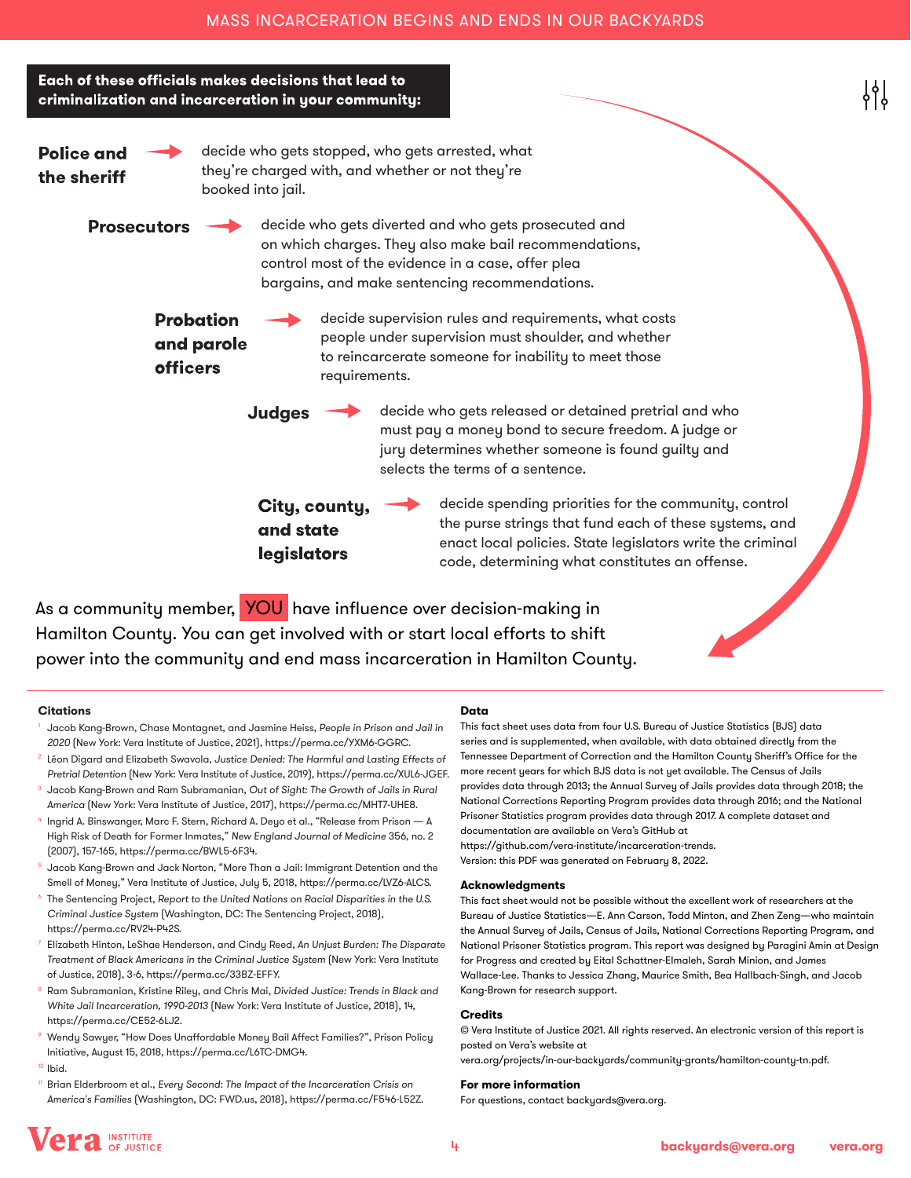**Each of these officials makes decisions that lead to criminalization and incarceration in your community:**

**Police and the sheriff** → decide who gets stopped, who gets arrested, what they're charged with, and whether or not they're booked into jail.

**Prosecutors** → decide who gets diverted and who gets prosecuted and on which charges. They also make bail recommendations, control most of the evidence in a case, offer plea bargains, and make sentencing recommendations.

**Probation and parole officers** → decide supervision rules and requirements, what costs people under supervision must shoulder, and whether to reincarcerate someone for inability to meet those requirements.

**Judges** → decide who gets released or detained pretrial and who must pay a money bond to secure freedom. A judge or jury determines whether someone is found guilty and selects the terms of a sentence.

**City, county, and state legislators** → decide spending priorities for the community, control the purse strings that fund each of these systems, and enact local policies. State legislators write the criminal code, determining what constitutes an offense.

As a community member, YOU have influence over decision-making in Hamilton County. You can get involved with or start local efforts to shift power into the community and end mass incarceration in Hamilton County.

---

### Citations

1. Jacob Kang-Brown, Chase Montagnet, and Jasmine Heiss, *People in Prison and Jail in 2020* (New York: Vera Institute of Justice, 2021), https://perma.cc/YXM6-GGRC.
2. Léon Digard and Elizabeth Swavola, *Justice Denied: The Harmful and Lasting Effects of Pretrial Detention* (New York: Vera Institute of Justice, 2019), https://perma.cc/XUL6-JGEF.
3. Jacob Kang-Brown and Ram Subramanian, *Out of Sight: The Growth of Jails in Rural America* (New York: Vera Institute of Justice, 2017), https://perma.cc/MHT7-UHE8.
4. Ingrid A. Binswanger, Marc F. Stern, Richard A. Deyo et al., "Release from Prison — A High Risk of Death for Former Inmates," *New England Journal of Medicine* 356, no. 2 (2007), 157-165, https://perma.cc/BWL5-6F34.
5. Jacob Kang-Brown and Jack Norton, "More Than a Jail: Immigrant Detention and the Smell of Money," Vera Institute of Justice, July 5, 2018, https://perma.cc/LVZ6-ALCS.
6. The Sentencing Project, *Report to the United Nations on Racial Disparities in the U.S. Criminal Justice System* (Washington, DC: The Sentencing Project, 2018), https://perma.cc/RV24-P42S.
7. Elizabeth Hinton, LeShae Henderson, and Cindy Reed, *An Unjust Burden: The Disparate Treatment of Black Americans in the Criminal Justice System* (New York: Vera Institute of Justice, 2018), 3-6, https://perma.cc/33BZ-EFFY.
8. Ram Subramanian, Kristine Riley, and Chris Mai, *Divided Justice: Trends in Black and White Jail Incarceration, 1990-2013* (New York: Vera Institute of Justice, 2018), 14, https://perma.cc/CE52-6LJ2.
9. Wendy Sawyer, "How Does Unaffordable Money Bail Affect Families?", Prison Policy Initiative, August 15, 2018, https://perma.cc/L6TC-DMG4.
10. Ibid.
11. Brian Elderbroom et al., *Every Second: The Impact of the Incarceration Crisis on America's Families* (Washington, DC: FWD.us, 2018), https://perma.cc/F546-L52Z.

### Data

This fact sheet uses data from four U.S. Bureau of Justice Statistics (BJS) data series and is supplemented, when available, with data obtained directly from the Tennessee Department of Correction and the Hamilton County Sheriff's Office for the more recent years for which BJS data is not yet available. The Census of Jails provides data through 2013; the Annual Survey of Jails provides data through 2018; the National Corrections Reporting Program provides data through 2016; and the National Prisoner Statistics program provides data through 2017. A complete dataset and documentation are available on Vera's GitHub at https://github.com/vera-institute/incarceration-trends.
Version: this PDF was generated on February 8, 2022.

### Acknowledgments

This fact sheet would not be possible without the excellent work of researchers at the Bureau of Justice Statistics—E. Ann Carson, Todd Minton, and Zhen Zeng—who maintain the Annual Survey of Jails, Census of Jails, National Corrections Reporting Program, and National Prisoner Statistics program. This report was designed by Paragini Amin at Design for Progress and created by Eital Schattner-Elmaleh, Sarah Minion, and James Wallace-Lee. Thanks to Jessica Zhang, Maurice Smith, Bea Hallbach-Singh, and Jacob Kang-Brown for research support.

### Credits

© Vera Institute of Justice 2021. All rights reserved. An electronic version of this report is posted on Vera's website at vera.org/projects/in-our-backyards/community-grants/hamilton-county-tn.pdf.

### For more information

For questions, contact backyards@vera.org.